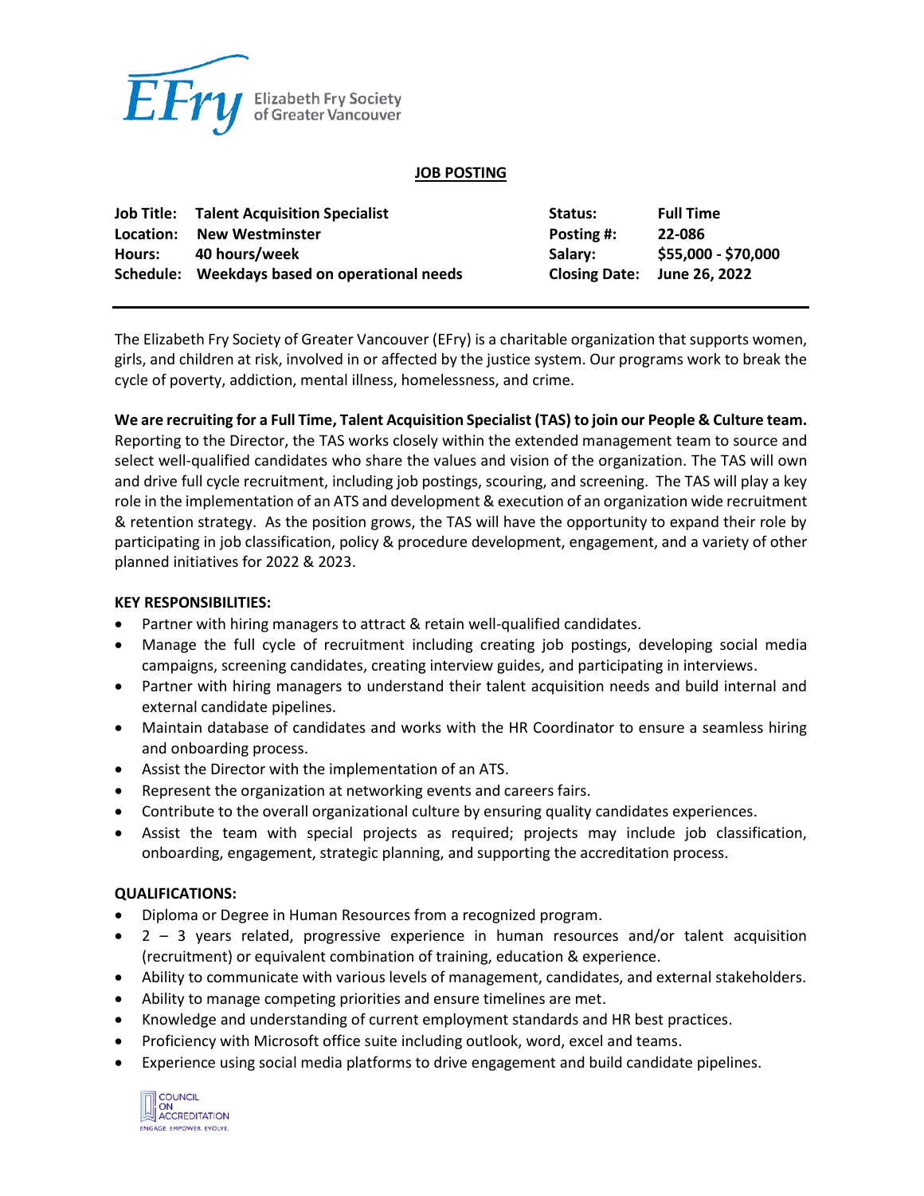Elizabeth Fry Society of Greater Vancouver

**JOB POSTING**

| | | | |
|---|---|---|---|
| **Job Title:** | **Talent Acquisition Specialist** | **Status:** | **Full Time** |
| **Location:** | **New Westminster** | **Posting #:** | **22-086** |
| **Hours:** | **40 hours/week** | **Salary:** | **$55,000 - $70,000** |
| **Schedule:** | **Weekdays based on operational needs** | **Closing Date:** | **June 26, 2022** |

The Elizabeth Fry Society of Greater Vancouver (EFry) is a charitable organization that supports women, girls, and children at risk, involved in or affected by the justice system. Our programs work to break the cycle of poverty, addiction, mental illness, homelessness, and crime.

**We are recruiting for a Full Time, Talent Acquisition Specialist (TAS) to join our People & Culture team.** Reporting to the Director, the TAS works closely within the extended management team to source and select well-qualified candidates who share the values and vision of the organization. The TAS will own and drive full cycle recruitment, including job postings, scouring, and screening. The TAS will play a key role in the implementation of an ATS and development & execution of an organization wide recruitment & retention strategy. As the position grows, the TAS will have the opportunity to expand their role by participating in job classification, policy & procedure development, engagement, and a variety of other planned initiatives for 2022 & 2023.

**KEY RESPONSIBILITIES:**

- Partner with hiring managers to attract & retain well-qualified candidates.
- Manage the full cycle of recruitment including creating job postings, developing social media campaigns, screening candidates, creating interview guides, and participating in interviews.
- Partner with hiring managers to understand their talent acquisition needs and build internal and external candidate pipelines.
- Maintain database of candidates and works with the HR Coordinator to ensure a seamless hiring and onboarding process.
- Assist the Director with the implementation of an ATS.
- Represent the organization at networking events and careers fairs.
- Contribute to the overall organizational culture by ensuring quality candidates experiences.
- Assist the team with special projects as required; projects may include job classification, onboarding, engagement, strategic planning, and supporting the accreditation process.

**QUALIFICATIONS:**

- Diploma or Degree in Human Resources from a recognized program.
- 2 – 3 years related, progressive experience in human resources and/or talent acquisition (recruitment) or equivalent combination of training, education & experience.
- Ability to communicate with various levels of management, candidates, and external stakeholders.
- Ability to manage competing priorities and ensure timelines are met.
- Knowledge and understanding of current employment standards and HR best practices.
- Proficiency with Microsoft office suite including outlook, word, excel and teams.
- Experience using social media platforms to drive engagement and build candidate pipelines.

COUNCIL ON ACCREDITATION
ENGAGE. EMPOWER. EVOLVE.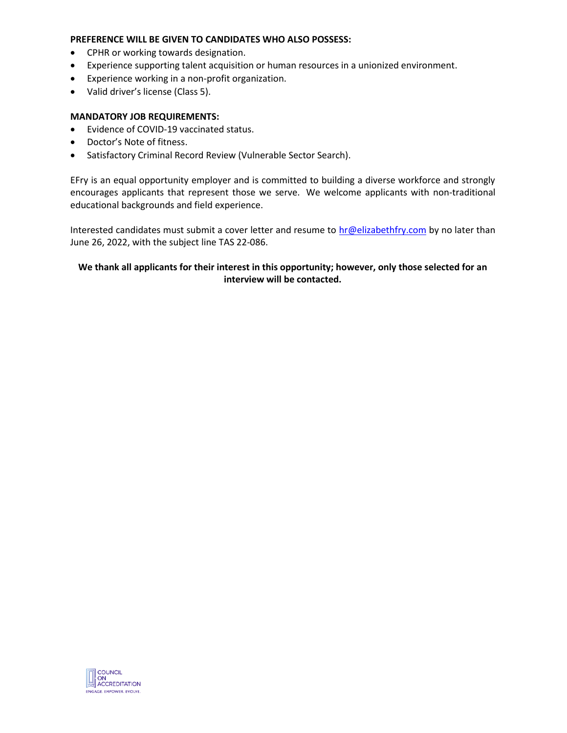**PREFERENCE WILL BE GIVEN TO CANDIDATES WHO ALSO POSSESS:**

- CPHR or working towards designation.
- Experience supporting talent acquisition or human resources in a unionized environment.
- Experience working in a non-profit organization.
- Valid driver's license (Class 5).

**MANDATORY JOB REQUIREMENTS:**

- Evidence of COVID-19 vaccinated status.
- Doctor's Note of fitness.
- Satisfactory Criminal Record Review (Vulnerable Sector Search).

EFry is an equal opportunity employer and is committed to building a diverse workforce and strongly encourages applicants that represent those we serve. We welcome applicants with non-traditional educational backgrounds and field experience.

Interested candidates must submit a cover letter and resume to hr@elizabethfry.com by no later than June 26, 2022, with the subject line TAS 22-086.

**We thank all applicants for their interest in this opportunity; however, only those selected for an interview will be contacted.**

COUNCIL ON ACCREDITATION
ENGAGE. EMPOWER. EVOLVE.